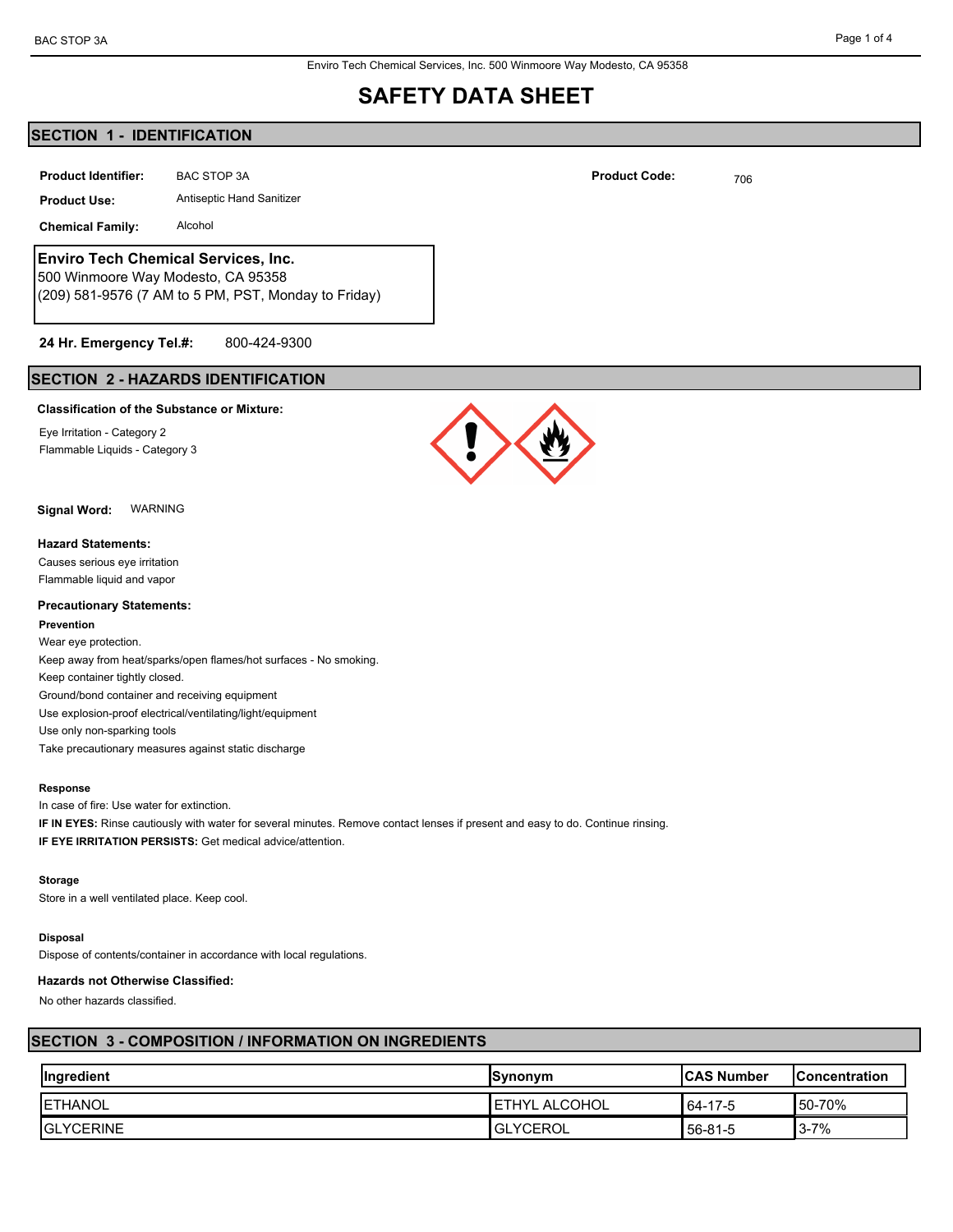Enviro Tech Chemical Services, Inc. 500 Winmoore Way Modesto, CA 95358

# SAFETY DATA SHEET

## SECTION 1 - IDENTIFICATION

**Product Identifier:** BAC STOP 3A

**Product Code:** 706

**Product Use:** Antiseptic Hand Sanitizer

**Chemical Family:** Alcohol

**Enviro Tech Chemical Services, Inc.**
500 Winmoore Way Modesto, CA 95358
(209) 581-9576 (7 AM to 5 PM, PST, Monday to Friday)

**24 Hr. Emergency Tel.#:** 800-424-9300

## SECTION 2 - HAZARDS IDENTIFICATION

**Classification of the Substance or Mixture:**

Eye Irritation - Category 2
Flammable Liquids - Category 3

**Signal Word:** WARNING

**Hazard Statements:**

Causes serious eye irritation
Flammable liquid and vapor

**Precautionary Statements:**

**Prevention**

Wear eye protection.
Keep away from heat/sparks/open flames/hot surfaces - No smoking.
Keep container tightly closed.
Ground/bond container and receiving equipment
Use explosion-proof electrical/ventilating/light/equipment
Use only non-sparking tools
Take precautionary measures against static discharge

**Response**

In case of fire: Use water for extinction.
**IF IN EYES:** Rinse cautiously with water for several minutes. Remove contact lenses if present and easy to do. Continue rinsing.
**IF EYE IRRITATION PERSISTS:** Get medical advice/attention.

**Storage**

Store in a well ventilated place. Keep cool.

**Disposal**

Dispose of contents/container in accordance with local regulations.

**Hazards not Otherwise Classified:**

No other hazards classified.

## SECTION 3 - COMPOSITION / INFORMATION ON INGREDIENTS

| Ingredient | Synonym | CAS Number | Concentration |
|---|---|---|---|
| ETHANOL | ETHYL ALCOHOL | 64-17-5 | 50-70% |
| GLYCERINE | GLYCEROL | 56-81-5 | 3-7% |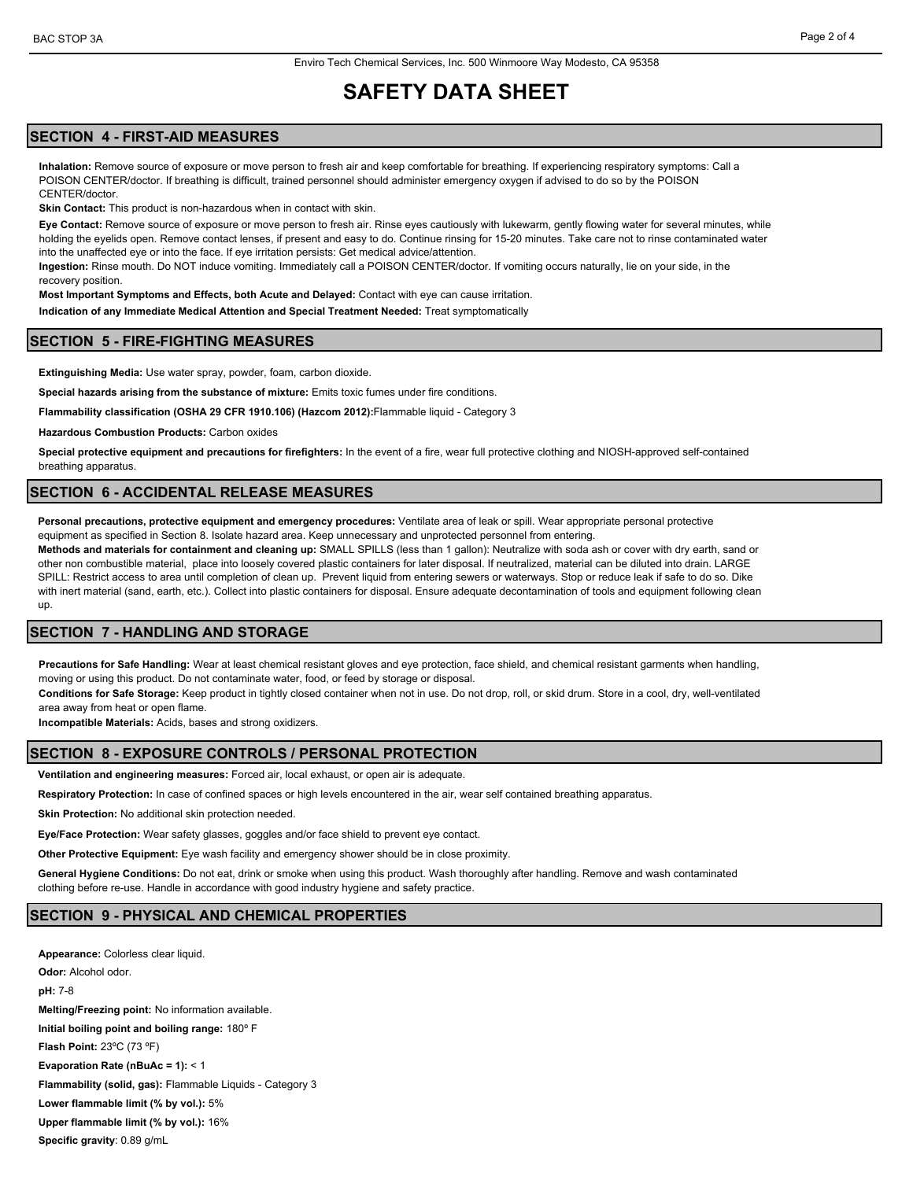Enviro Tech Chemical Services, Inc. 500 Winmoore Way Modesto, CA 95358

# SAFETY DATA SHEET

## SECTION 4 - FIRST-AID MEASURES

**Inhalation:** Remove source of exposure or move person to fresh air and keep comfortable for breathing. If experiencing respiratory symptoms: Call a POISON CENTER/doctor. If breathing is difficult, trained personnel should administer emergency oxygen if advised to do so by the POISON CENTER/doctor.

**Skin Contact:** This product is non-hazardous when in contact with skin.

**Eye Contact:** Remove source of exposure or move person to fresh air. Rinse eyes cautiously with lukewarm, gently flowing water for several minutes, while holding the eyelids open. Remove contact lenses, if present and easy to do. Continue rinsing for 15-20 minutes. Take care not to rinse contaminated water into the unaffected eye or into the face. If eye irritation persists: Get medical advice/attention.

**Ingestion:** Rinse mouth. Do NOT induce vomiting. Immediately call a POISON CENTER/doctor. If vomiting occurs naturally, lie on your side, in the recovery position.

**Most Important Symptoms and Effects, both Acute and Delayed:** Contact with eye can cause irritation.

**Indication of any Immediate Medical Attention and Special Treatment Needed:** Treat symptomatically

## SECTION 5 - FIRE-FIGHTING MEASURES

**Extinguishing Media:** Use water spray, powder, foam, carbon dioxide.

**Special hazards arising from the substance of mixture:** Emits toxic fumes under fire conditions.

**Flammability classification (OSHA 29 CFR 1910.106) (Hazcom 2012):** Flammable liquid - Category 3

**Hazardous Combustion Products:** Carbon oxides

**Special protective equipment and precautions for firefighters:** In the event of a fire, wear full protective clothing and NIOSH-approved self-contained breathing apparatus.

## SECTION 6 - ACCIDENTAL RELEASE MEASURES

**Personal precautions, protective equipment and emergency procedures:** Ventilate area of leak or spill. Wear appropriate personal protective equipment as specified in Section 8. Isolate hazard area. Keep unnecessary and unprotected personnel from entering.

**Methods and materials for containment and cleaning up:** SMALL SPILLS (less than 1 gallon): Neutralize with soda ash or cover with dry earth, sand or other non combustible material, place into loosely covered plastic containers for later disposal. If neutralized, material can be diluted into drain. LARGE SPILL: Restrict access to area until completion of clean up. Prevent liquid from entering sewers or waterways. Stop or reduce leak if safe to do so. Dike with inert material (sand, earth, etc.). Collect into plastic containers for disposal. Ensure adequate decontamination of tools and equipment following clean up.

## SECTION 7 - HANDLING AND STORAGE

**Precautions for Safe Handling:** Wear at least chemical resistant gloves and eye protection, face shield, and chemical resistant garments when handling, moving or using this product. Do not contaminate water, food, or feed by storage or disposal.

**Conditions for Safe Storage:** Keep product in tightly closed container when not in use. Do not drop, roll, or skid drum. Store in a cool, dry, well-ventilated area away from heat or open flame.

**Incompatible Materials:** Acids, bases and strong oxidizers.

## SECTION 8 - EXPOSURE CONTROLS / PERSONAL PROTECTION

**Ventilation and engineering measures:** Forced air, local exhaust, or open air is adequate.

**Respiratory Protection:** In case of confined spaces or high levels encountered in the air, wear self contained breathing apparatus.

**Skin Protection:** No additional skin protection needed.

**Eye/Face Protection:** Wear safety glasses, goggles and/or face shield to prevent eye contact.

**Other Protective Equipment:** Eye wash facility and emergency shower should be in close proximity.

**General Hygiene Conditions:** Do not eat, drink or smoke when using this product. Wash thoroughly after handling. Remove and wash contaminated clothing before re-use. Handle in accordance with good industry hygiene and safety practice.

## SECTION 9 - PHYSICAL AND CHEMICAL PROPERTIES

**Appearance:** Colorless clear liquid.

**Odor:** Alcohol odor.

**pH:** 7-8

**Melting/Freezing point:** No information available.

**Initial boiling point and boiling range:** 180º F

**Flash Point:** 23ºC (73 ºF)

**Evaporation Rate (nBuAc = 1):** < 1

**Flammability (solid, gas):** Flammable Liquids - Category 3

**Lower flammable limit (% by vol.):** 5%

**Upper flammable limit (% by vol.):** 16%

**Specific gravity**: 0.89 g/mL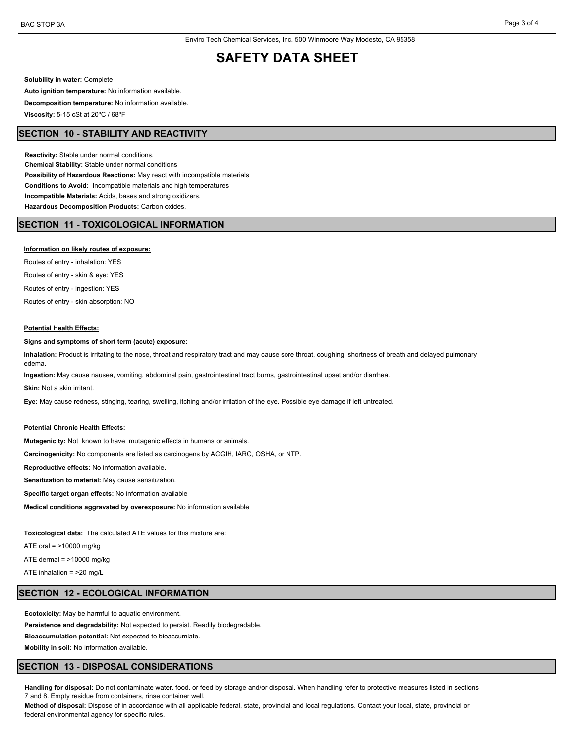**Solubility in water:** Complete

**Auto ignition temperature:** No information available.

**Decomposition temperature:** No information available.

**Viscosity:** 5-15 cSt at 20ºC / 68ºF

## SECTION 10 - STABILITY AND REACTIVITY

**Reactivity:** Stable under normal conditions.
**Chemical Stability:** Stable under normal conditions
**Possibility of Hazardous Reactions:** May react with incompatible materials
**Conditions to Avoid:** Incompatible materials and high temperatures
**Incompatible Materials:** Acids, bases and strong oxidizers.
**Hazardous Decomposition Products:** Carbon oxides.

## SECTION 11 - TOXICOLOGICAL INFORMATION

**Information on likely routes of exposure:**

Routes of entry - inhalation: YES

Routes of entry - skin & eye: YES

Routes of entry - ingestion: YES

Routes of entry - skin absorption: NO

**Potential Health Effects:**

**Signs and symptoms of short term (acute) exposure:**

**Inhalation:** Product is irritating to the nose, throat and respiratory tract and may cause sore throat, coughing, shortness of breath and delayed pulmonary edema.

**Ingestion:** May cause nausea, vomiting, abdominal pain, gastrointestinal tract burns, gastrointestinal upset and/or diarrhea.

**Skin:** Not a skin irritant.

**Eye:** May cause redness, stinging, tearing, swelling, itching and/or irritation of the eye. Possible eye damage if left untreated.

**Potential Chronic Health Effects:**

**Mutagenicity:** Not known to have mutagenic effects in humans or animals.

**Carcinogenicity:** No components are listed as carcinogens by ACGIH, IARC, OSHA, or NTP.

**Reproductive effects:** No information available.

**Sensitization to material:** May cause sensitization.

**Specific target organ effects:** No information available

**Medical conditions aggravated by overexposure:** No information available

**Toxicological data:** The calculated ATE values for this mixture are:

ATE oral = >10000 mg/kg

ATE dermal = >10000 mg/kg

ATE inhalation = >20 mg/L

## SECTION 12 - ECOLOGICAL INFORMATION

**Ecotoxicity:** May be harmful to aquatic environment.

**Persistence and degradability:** Not expected to persist. Readily biodegradable.

**Bioaccumulation potential:** Not expected to bioaccumlate.

**Mobility in soil:** No information available.

## SECTION 13 - DISPOSAL CONSIDERATIONS

**Handling for disposal:** Do not contaminate water, food, or feed by storage and/or disposal. When handling refer to protective measures listed in sections 7 and 8. Empty residue from containers, rinse container well.
**Method of disposal:** Dispose of in accordance with all applicable federal, state, provincial and local regulations. Contact your local, state, provincial or federal environmental agency for specific rules.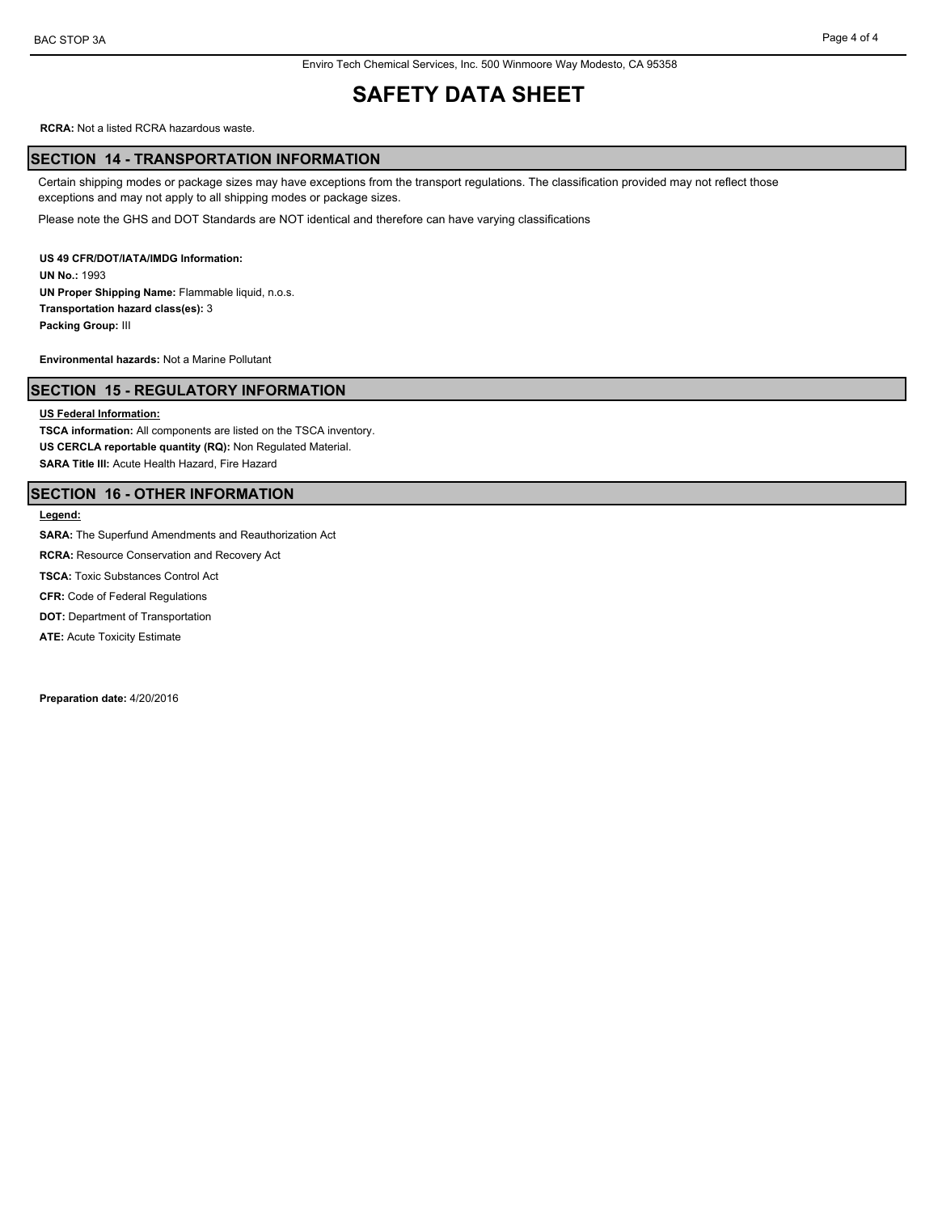**RCRA:** Not a listed RCRA hazardous waste.

## SECTION 14 - TRANSPORTATION INFORMATION

Certain shipping modes or package sizes may have exceptions from the transport regulations. The classification provided may not reflect those exceptions and may not apply to all shipping modes or package sizes.

Please note the GHS and DOT Standards are NOT identical and therefore can have varying classifications

**US 49 CFR/DOT/IATA/IMDG Information:**
**UN No.:** 1993
**UN Proper Shipping Name:** Flammable liquid, n.o.s.
**Transportation hazard class(es):** 3
**Packing Group:** III

**Environmental hazards:** Not a Marine Pollutant

## SECTION 15 - REGULATORY INFORMATION

**US Federal Information:**
**TSCA information:** All components are listed on the TSCA inventory.
**US CERCLA reportable quantity (RQ):** Non Regulated Material.
**SARA Title III:** Acute Health Hazard, Fire Hazard

## SECTION 16 - OTHER INFORMATION

**Legend:**

**SARA:** The Superfund Amendments and Reauthorization Act

**RCRA:** Resource Conservation and Recovery Act

**TSCA:** Toxic Substances Control Act

**CFR:** Code of Federal Regulations

**DOT:** Department of Transportation

**ATE:** Acute Toxicity Estimate

**Preparation date:** 4/20/2016